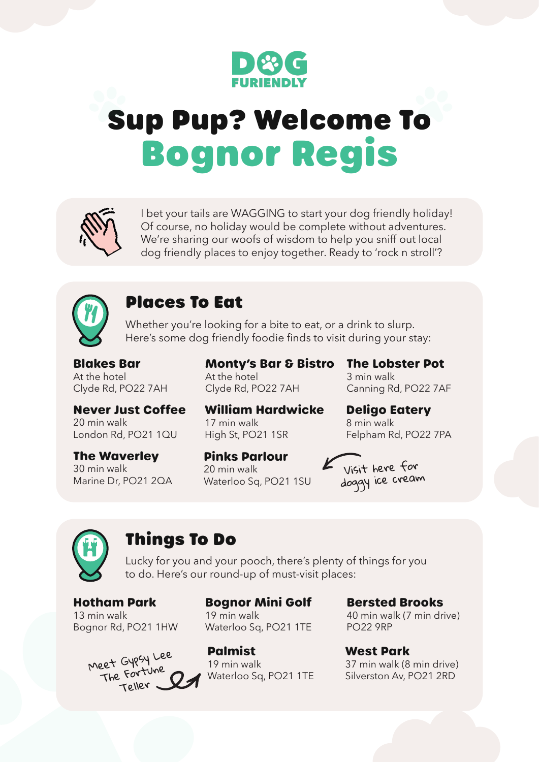DOG FURIENDLY

# Sup Pup? Welcome To Bognor Regis

I bet your tails are WAGGING to start your dog friendly holiday! Of course, no holiday would be complete without adventures. We're sharing our woofs of wisdom to help you sniff out local dog friendly places to enjoy together. Ready to 'rock n stroll'?

## Places To Eat

Whether you're looking for a bite to eat, or a drink to slurp. Here's some dog friendly foodie finds to visit during your stay:

**Blakes Bar**
At the hotel
Clyde Rd, PO22 7AH

**Monty's Bar & Bistro**
At the hotel
Clyde Rd, PO22 7AH

**The Lobster Pot**
3 min walk
Canning Rd, PO22 7AF

**Never Just Coffee**
20 min walk
London Rd, PO21 1QU

**William Hardwicke**
17 min walk
High St, PO21 1SR

**Deligo Eatery**
8 min walk
Felpham Rd, PO22 7PA

**The Waverley**
30 min walk
Marine Dr, PO21 2QA

**Pinks Parlour**
20 min walk
Waterloo Sq, PO21 1SU

Visit here for doggy ice cream

## Things To Do

Lucky for you and your pooch, there's plenty of things for you to do. Here's our round-up of must-visit places:

**Hotham Park**
13 min walk
Bognor Rd, PO21 1HW

**Bognor Mini Golf**
19 min walk
Waterloo Sq, PO21 1TE

**Bersted Brooks**
40 min walk (7 min drive)
PO22 9RP

Meet Gypsy Lee The Fortune Teller

**Palmist**
19 min walk
Waterloo Sq, PO21 1TE

**West Park**
37 min walk (8 min drive)
Silverston Av, PO21 2RD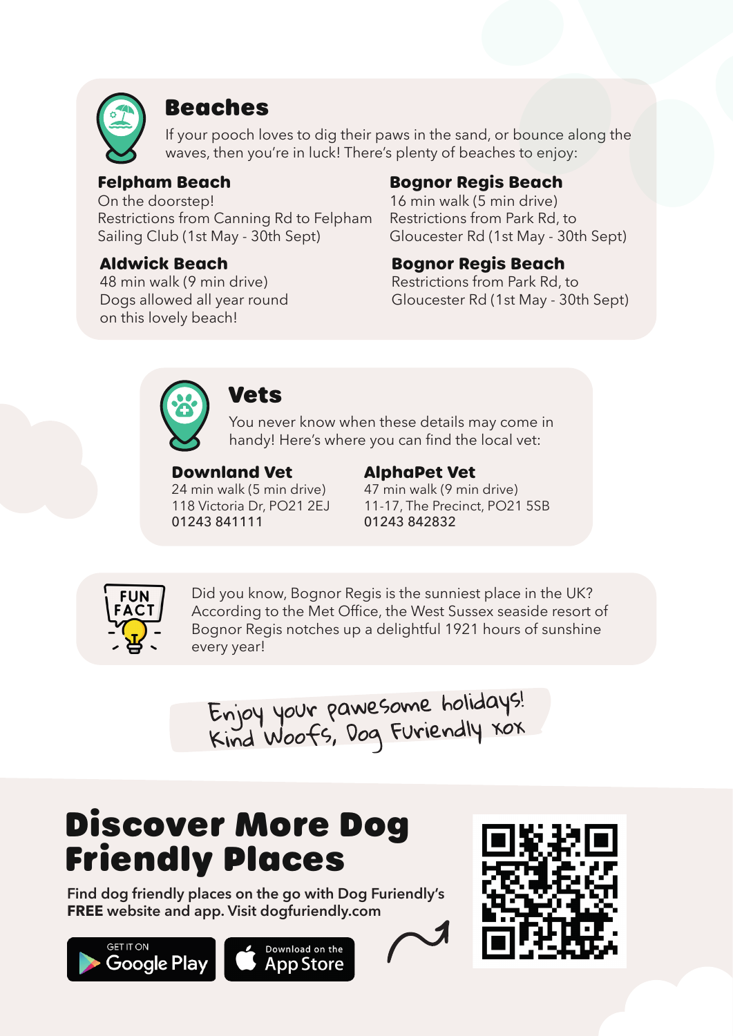## Beaches

If your pooch loves to dig their paws in the sand, or bounce along the waves, then you're in luck! There's plenty of beaches to enjoy:

**Felpham Beach**
On the doorstep!
Restrictions from Canning Rd to Felpham Sailing Club (1st May - 30th Sept)

**Aldwick Beach**
48 min walk (9 min drive)
Dogs allowed all year round on this lovely beach!

**Bognor Regis Beach**
16 min walk (5 min drive)
Restrictions from Park Rd, to Gloucester Rd (1st May - 30th Sept)

**Bognor Regis Beach**
Restrictions from Park Rd, to Gloucester Rd (1st May - 30th Sept)

## Vets

You never know when these details may come in handy! Here's where you can find the local vet:

**Downland Vet**
24 min walk (5 min drive)
118 Victoria Dr, PO21 2EJ
01243 841111

**AlphaPet Vet**
47 min walk (9 min drive)
11-17, The Precinct, PO21 5SB
01243 842832

**FUN FACT**

Did you know, Bognor Regis is the sunniest place in the UK? According to the Met Office, the West Sussex seaside resort of Bognor Regis notches up a delightful 1921 hours of sunshine every year!

*Enjoy your pawesome holidays!
Kind Woofs, Dog Furiendly xox*

# Discover More Dog Friendly Places

**Find dog friendly places on the go with Dog Furiendly's FREE website and app. Visit dogfuriendly.com**

GET IT ON Google Play

Download on the App Store